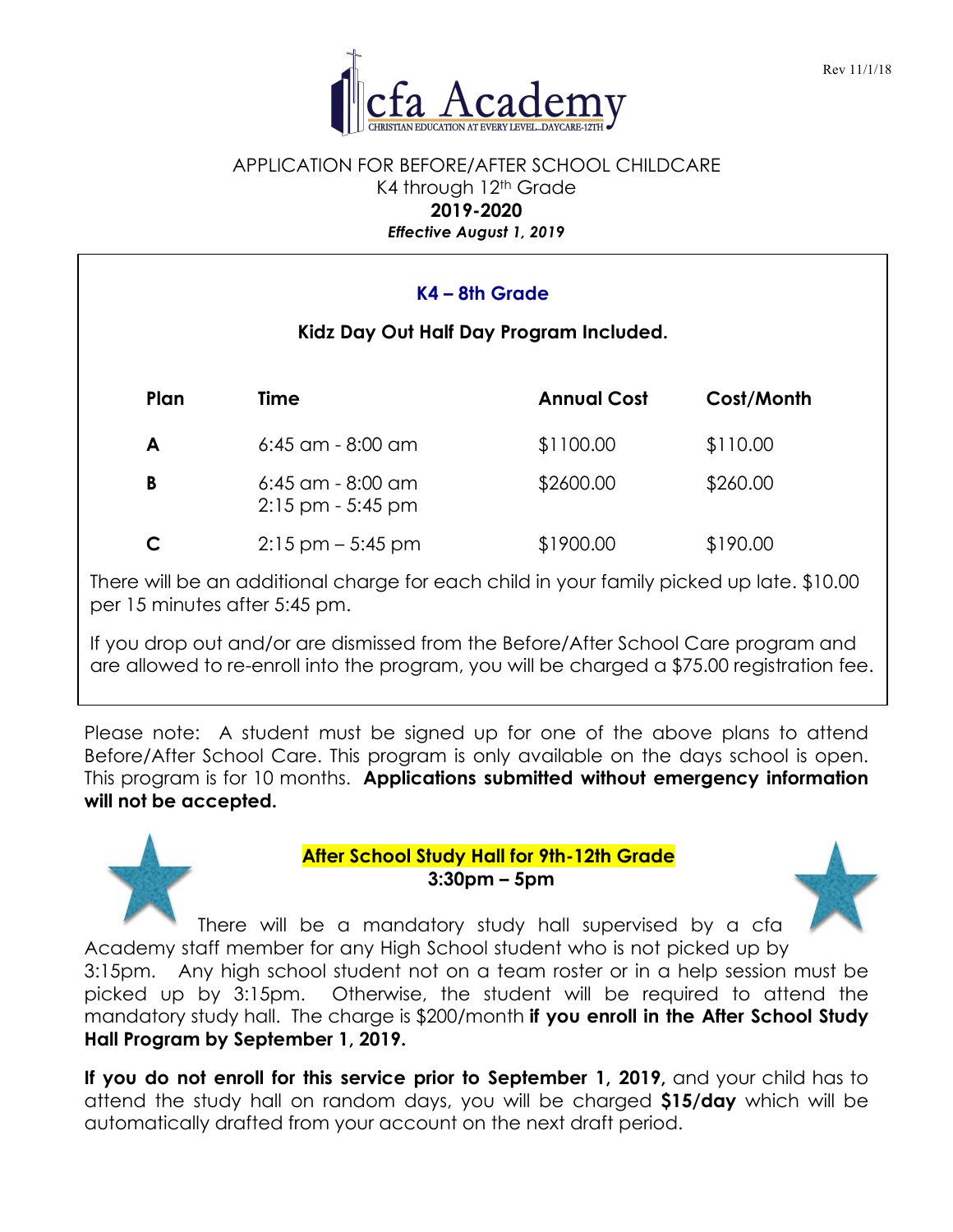Rev 11/1/18

cfa Academy

CHRISTIAN EDUCATION AT EVERY LEVEL...DAYCARE-12TH

APPLICATION FOR BEFORE/AFTER SCHOOL CHILDCARE

K4 through 12th Grade

**2019-2020**

***Effective August 1, 2019***

### K4 – 8th Grade

**Kidz Day Out Half Day Program Included.**

| Plan | Time | Annual Cost | Cost/Month |
|---|---|---|---|
| **A** | 6:45 am - 8:00 am | $1100.00 | $110.00 |
| **B** | 6:45 am - 8:00 am<br>2:15 pm - 5:45 pm | $2600.00 | $260.00 |
| **C** | 2:15 pm – 5:45 pm | $1900.00 | $190.00 |

There will be an additional charge for each child in your family picked up late. $10.00 per 15 minutes after 5:45 pm.

If you drop out and/or are dismissed from the Before/After School Care program and are allowed to re-enroll into the program, you will be charged a $75.00 registration fee.

Please note: A student must be signed up for one of the above plans to attend Before/After School Care. This program is only available on the days school is open. This program is for 10 months. **Applications submitted without emergency information will not be accepted.**

**After School Study Hall for 9th-12th Grade**

**3:30pm – 5pm**

There will be a mandatory study hall supervised by a cfa Academy staff member for any High School student who is not picked up by 3:15pm. Any high school student not on a team roster or in a help session must be picked up by 3:15pm. Otherwise, the student will be required to attend the mandatory study hall. The charge is $200/month **if you enroll in the After School Study Hall Program by September 1, 2019.**

**If you do not enroll for this service prior to September 1, 2019,** and your child has to attend the study hall on random days, you will be charged **$15/day** which will be automatically drafted from your account on the next draft period.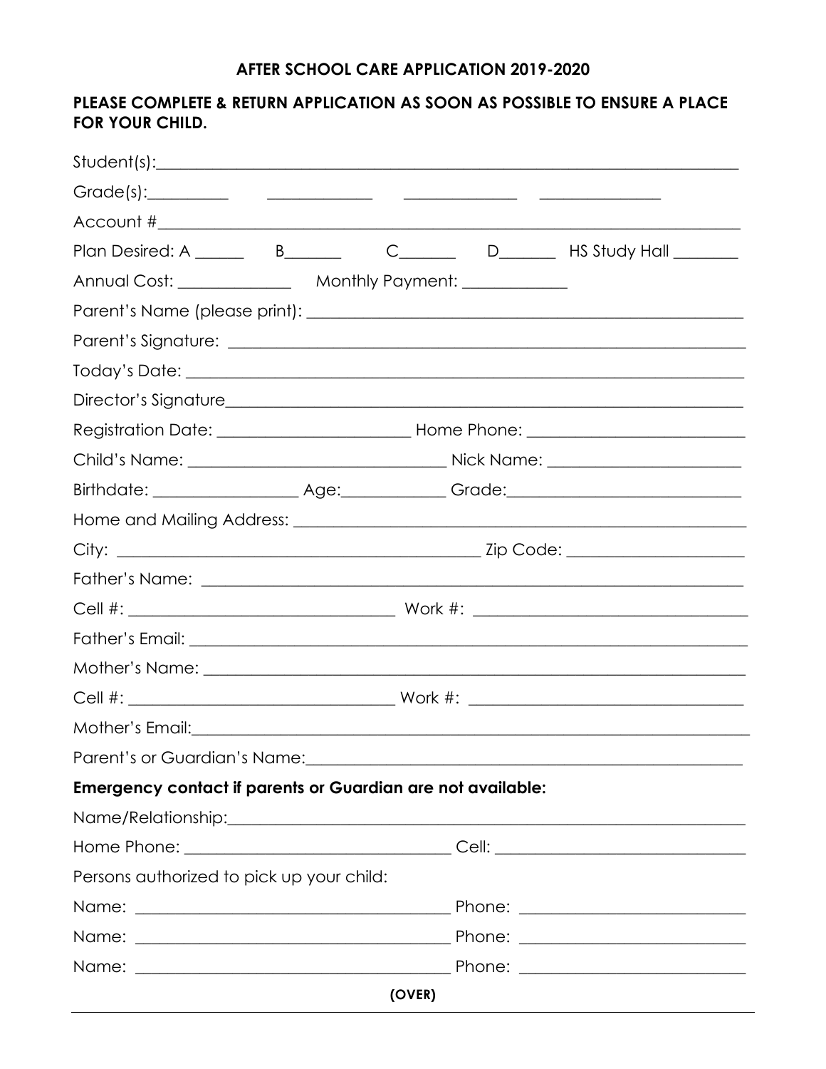# AFTER SCHOOL CARE APPLICATION 2019-2020

**PLEASE COMPLETE & RETURN APPLICATION AS SOON AS POSSIBLE TO ENSURE A PLACE FOR YOUR CHILD.**

Student(s):_______________________________________________

Grade(s):__________ __________ __________ __________

Account #_______________________________________________

Plan Desired: A ______ B_______ C_______ D_______ HS Study Hall ________

Annual Cost: ______________ Monthly Payment: ____________

Parent's Name (please print): _______________________________

Parent's Signature: _______________________________________

Today's Date: ____________________________________________

Director's Signature_______________________________________

Registration Date: ____________________ Home Phone: ____________________

Child's Name: __________________________ Nick Name: ____________________

Birthdate: ______________ Age:__________ Grade:______________________

Home and Mailing Address: __________________________________

City: ____________________________________ Zip Code: __________________

Father's Name: ___________________________________________

Cell #: ____________________________ Work #: ____________________________

Father's Email: ___________________________________________

Mother's Name: ___________________________________________

Cell #: ____________________________ Work #: ____________________________

Mother's Email:___________________________________________

Parent's or Guardian's Name:________________________________

**Emergency contact if parents or Guardian are not available:**

Name/Relationship:_________________________________________

Home Phone: ___________________________ Cell: ___________________________

Persons authorized to pick up your child:

Name: ___________________________________ Phone: _______________________

Name: ___________________________________ Phone: _______________________

Name: ___________________________________ Phone: _______________________

**(OVER)**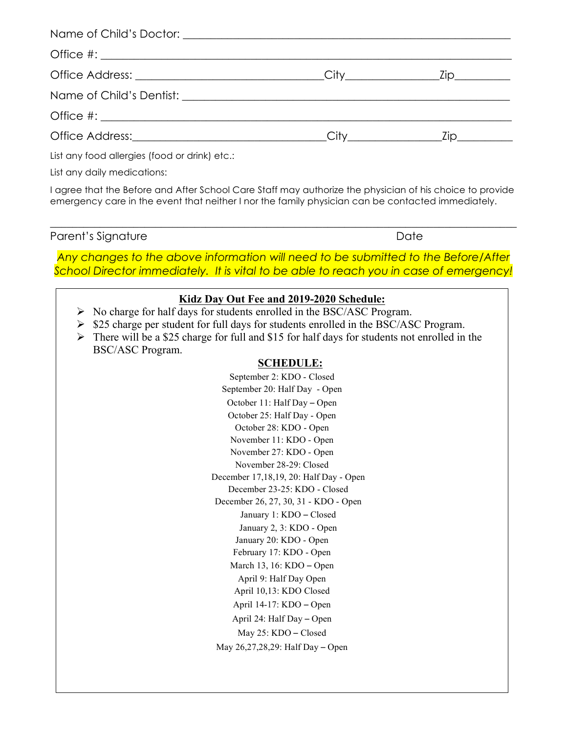Name of Child's Doctor: ___________________________________________________

Office #: _________________________________________________________________

Office Address: _______________________________City_______________Zip_________

Name of Child's Dentist: __________________________________________________

Office #: _________________________________________________________________

Office Address:________________________________City_______________Zip_________

List any food allergies (food or drink) etc.:

List any daily medications:

I agree that the Before and After School Care Staff may authorize the physician of his choice to provide emergency care in the event that neither I nor the family physician can be contacted immediately.

_____________________________________________________________________________

Parent's Signature Date

*Any changes to the above information will need to be submitted to the Before/After School Director immediately. It is vital to be able to reach you in case of emergency!*

**Kidz Day Out Fee and 2019-2020 Schedule:**

- No charge for half days for students enrolled in the BSC/ASC Program.
- $25 charge per student for full days for students enrolled in the BSC/ASC Program.
- There will be a $25 charge for full and $15 for half days for students not enrolled in the BSC/ASC Program.

**SCHEDULE:**

September 2: KDO - Closed
September 20: Half Day - Open
October 11: Half Day – Open
October 25: Half Day - Open
October 28: KDO - Open
November 11: KDO - Open
November 27: KDO - Open
November 28-29: Closed
December 17,18,19, 20: Half Day - Open
December 23-25: KDO - Closed
December 26, 27, 30, 31 - KDO - Open
January 1: KDO – Closed
January 2, 3: KDO - Open
January 20: KDO - Open
February 17: KDO - Open
March 13, 16: KDO – Open
April 9: Half Day Open
April 10,13: KDO Closed
April 14-17: KDO – Open
April 24: Half Day – Open
May 25: KDO – Closed
May 26,27,28,29: Half Day – Open